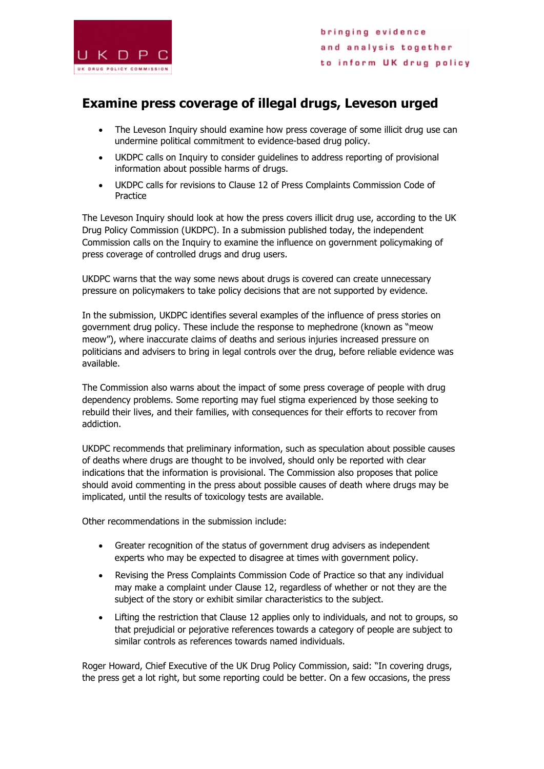UKDPC

UK DRUG POLICY COMMISSION

bringing evidence and analysis together to inform UK drug policy

# Examine press coverage of illegal drugs, Leveson urged

- The Leveson Inquiry should examine how press coverage of some illicit drug use can undermine political commitment to evidence-based drug policy.
- UKDPC calls on Inquiry to consider guidelines to address reporting of provisional information about possible harms of drugs.
- UKDPC calls for revisions to Clause 12 of Press Complaints Commission Code of Practice

The Leveson Inquiry should look at how the press covers illicit drug use, according to the UK Drug Policy Commission (UKDPC). In a submission published today, the independent Commission calls on the Inquiry to examine the influence on government policymaking of press coverage of controlled drugs and drug users.

UKDPC warns that the way some news about drugs is covered can create unnecessary pressure on policymakers to take policy decisions that are not supported by evidence.

In the submission, UKDPC identifies several examples of the influence of press stories on government drug policy. These include the response to mephedrone (known as "meow meow"), where inaccurate claims of deaths and serious injuries increased pressure on politicians and advisers to bring in legal controls over the drug, before reliable evidence was available.

The Commission also warns about the impact of some press coverage of people with drug dependency problems. Some reporting may fuel stigma experienced by those seeking to rebuild their lives, and their families, with consequences for their efforts to recover from addiction.

UKDPC recommends that preliminary information, such as speculation about possible causes of deaths where drugs are thought to be involved, should only be reported with clear indications that the information is provisional. The Commission also proposes that police should avoid commenting in the press about possible causes of death where drugs may be implicated, until the results of toxicology tests are available.

Other recommendations in the submission include:

- Greater recognition of the status of government drug advisers as independent experts who may be expected to disagree at times with government policy.
- Revising the Press Complaints Commission Code of Practice so that any individual may make a complaint under Clause 12, regardless of whether or not they are the subject of the story or exhibit similar characteristics to the subject.
- Lifting the restriction that Clause 12 applies only to individuals, and not to groups, so that prejudicial or pejorative references towards a category of people are subject to similar controls as references towards named individuals.

Roger Howard, Chief Executive of the UK Drug Policy Commission, said: "In covering drugs, the press get a lot right, but some reporting could be better. On a few occasions, the press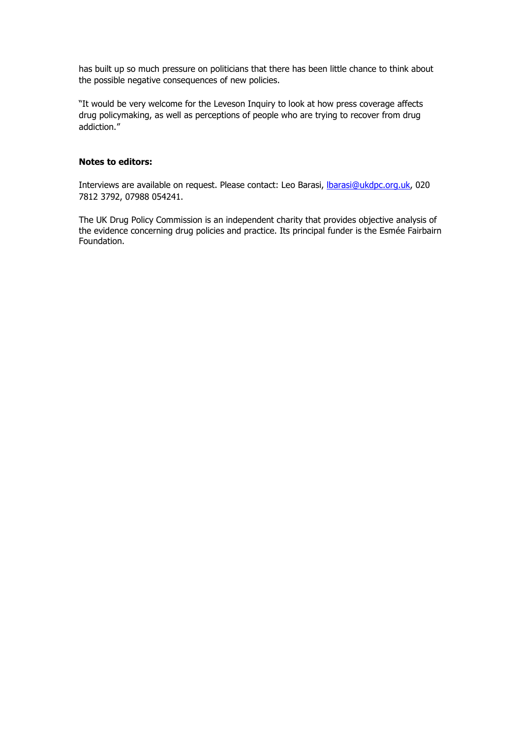has built up so much pressure on politicians that there has been little chance to think about the possible negative consequences of new policies.

"It would be very welcome for the Leveson Inquiry to look at how press coverage affects drug policymaking, as well as perceptions of people who are trying to recover from drug addiction."

**Notes to editors:**

Interviews are available on request. Please contact: Leo Barasi, lbarasi@ukdpc.org.uk, 020 7812 3792, 07988 054241.

The UK Drug Policy Commission is an independent charity that provides objective analysis of the evidence concerning drug policies and practice. Its principal funder is the Esmée Fairbairn Foundation.